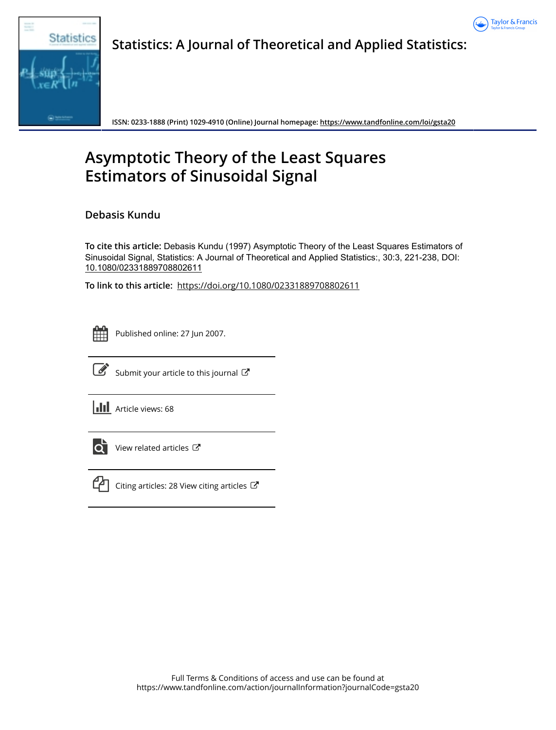# Statistics: A Journal of Theoretical and Applied Statistics:

ISSN: 0233-1888 (Print) 1029-4910 (Online) Journal homepage: https://www.tandfonline.com/loi/gsta20

## Asymptotic Theory of the Least Squares Estimators of Sinusoidal Signal

**Debasis Kundu**

**To cite this article:** Debasis Kundu (1997) Asymptotic Theory of the Least Squares Estimators of Sinusoidal Signal, Statistics: A Journal of Theoretical and Applied Statistics:, 30:3, 221-238, DOI: 10.1080/02331889708802611

**To link to this article:** https://doi.org/10.1080/02331889708802611

Published online: 27 Jun 2007.

Submit your article to this journal

Article views: 68

View related articles

Citing articles: 28 View citing articles

Full Terms & Conditions of access and use can be found at https://www.tandfonline.com/action/journalInformation?journalCode=gsta20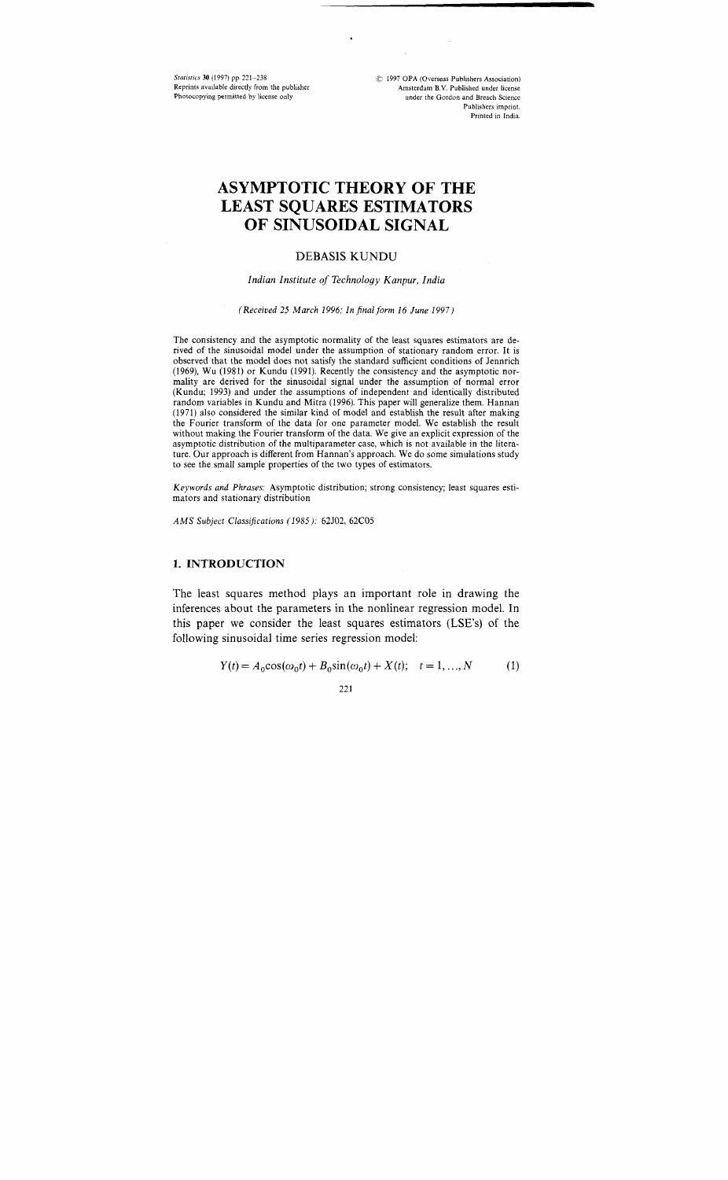# ASYMPTOTIC THEORY OF THE LEAST SQUARES ESTIMATORS OF SINUSOIDAL SIGNAL

## DEBASIS KUNDU

*Indian Institute of Technology Kanpur, India*

*(Received 25 March 1996; In final form 16 June 1997)*

The consistency and the asymptotic normality of the least squares estimators are derived of the sinusoidal model under the assumption of stationary random error. It is observed that the model does not satisfy the standard sufficient conditions of Jennrich (1969), Wu (1981) or Kundu (1991). Recently the consistency and the asymptotic normality are derived for the sinusoidal signal under the assumption of normal error (Kundu; 1993) and under the assumptions of independent and identically distributed random variables in Kundu and Mitra (1996). This paper will generalize them. Hannan (1971) also considered the similar kind of model and establish the result after making the Fourier transform of the data for one parameter model. We establish the result without making the Fourier transform of the data. We give an explicit expression of the asymptotic distribution of the multiparameter case, which is not available in the literature. Our approach is different from Hannan's approach. We do some simulations study to see the small sample properties of the two types of estimators.

*Keywords and Phrases:* Asymptotic distribution; strong consistency; least squares estimators and stationary distribution

*AMS Subject Classifications (1985):* 62J02, 62C05

## 1. INTRODUCTION

The least squares method plays an important role in drawing the inferences about the parameters in the nonlinear regression model. In this paper we consider the least squares estimators (LSE's) of the following sinusoidal time series regression model:

$$Y(t) = A_0 \cos(\omega_0 t) + B_0 \sin(\omega_0 t) + X(t); \quad t = 1, \ldots, N \tag{1}$$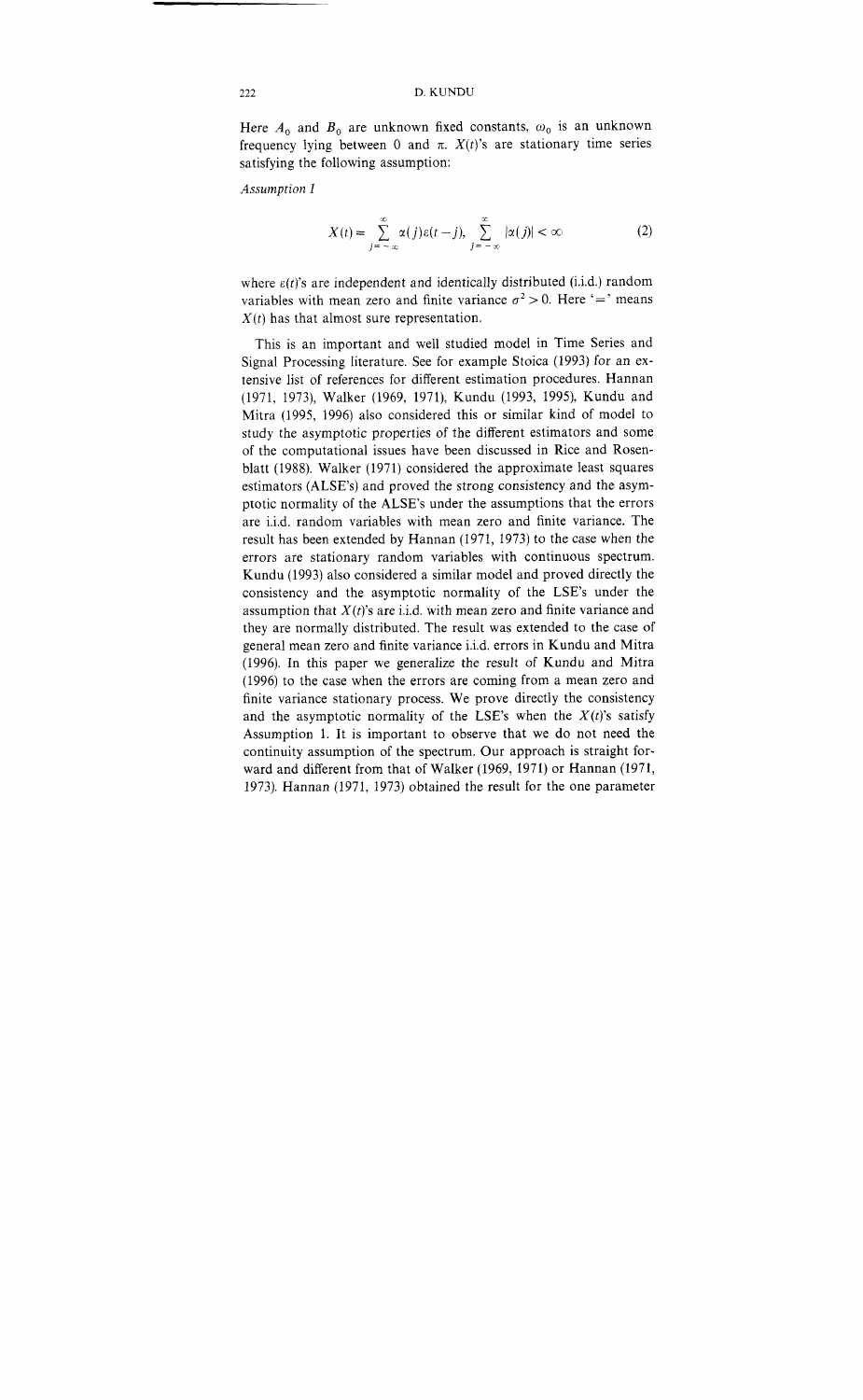Here $A_0$ and $B_0$ are unknown fixed constants, $\omega_0$ is an unknown frequency lying between 0 and $\pi$. $X(t)$'s are stationary time series satisfying the following assumption:

*Assumption 1*

$$X(t) = \sum_{j=-\infty}^{\infty} \alpha(j)\varepsilon(t-j), \quad \sum_{j=-\infty}^{\infty} |\alpha(j)| < \infty \tag{2}$$

where $\varepsilon(t)$'s are independent and identically distributed (i.i.d.) random variables with mean zero and finite variance $\sigma^2 > 0$. Here '=' means $X(t)$ has that almost sure representation.

This is an important and well studied model in Time Series and Signal Processing literature. See for example Stoica (1993) for an extensive list of references for different estimation procedures. Hannan (1971, 1973), Walker (1969, 1971), Kundu (1993, 1995), Kundu and Mitra (1995, 1996) also considered this or similar kind of model to study the asymptotic properties of the different estimators and some of the computational issues have been discussed in Rice and Rosenblatt (1988). Walker (1971) considered the approximate least squares estimators (ALSE's) and proved the strong consistency and the asymptotic normality of the ALSE's under the assumptions that the errors are i.i.d. random variables with mean zero and finite variance. The result has been extended by Hannan (1971, 1973) to the case when the errors are stationary random variables with continuous spectrum. Kundu (1993) also considered a similar model and proved directly the consistency and the asymptotic normality of the LSE's under the assumption that $X(t)$'s are i.i.d. with mean zero and finite variance and they are normally distributed. The result was extended to the case of general mean zero and finite variance i.i.d. errors in Kundu and Mitra (1996). In this paper we generalize the result of Kundu and Mitra (1996) to the case when the errors are coming from a mean zero and finite variance stationary process. We prove directly the consistency and the asymptotic normality of the LSE's when the $X(t)$'s satisfy Assumption 1. It is important to observe that we do not need the continuity assumption of the spectrum. Our approach is straight forward and different from that of Walker (1969, 1971) or Hannan (1971, 1973). Hannan (1971, 1973) obtained the result for the one parameter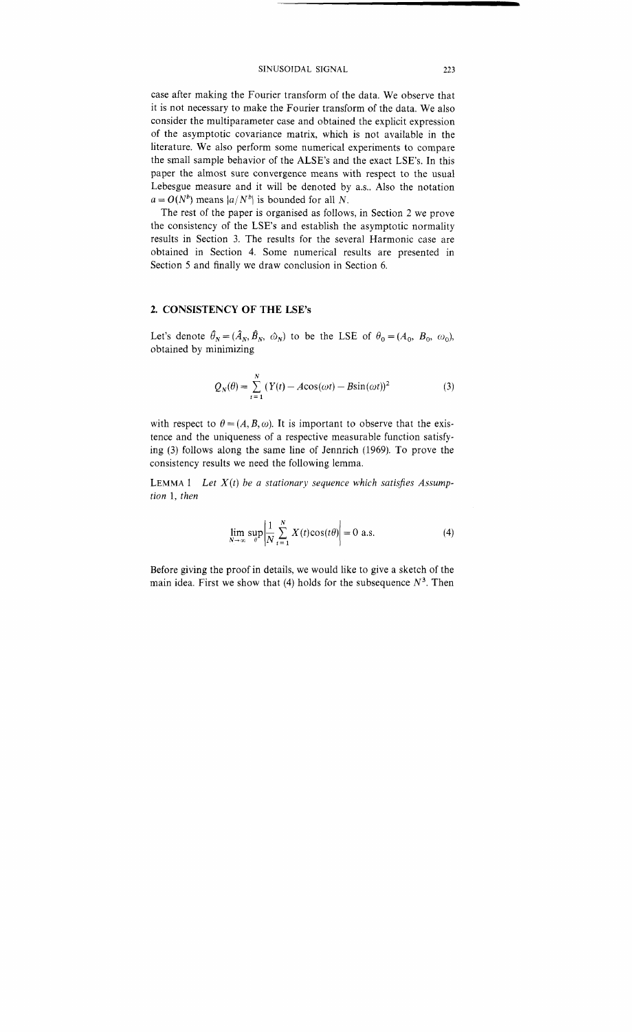case after making the Fourier transform of the data. We observe that it is not necessary to make the Fourier transform of the data. We also consider the multiparameter case and obtained the explicit expression of the asymptotic covariance matrix, which is not available in the literature. We also perform some numerical experiments to compare the small sample behavior of the ALSE's and the exact LSE's. In this paper the almost sure convergence means with respect to the usual Lebesgue measure and it will be denoted by a.s.. Also the notation $a = O(N^b)$ means $|a/N^b|$ is bounded for all $N$.

The rest of the paper is organised as follows, in Section 2 we prove the consistency of the LSE's and establish the asymptotic normality results in Section 3. The results for the several Harmonic case are obtained in Section 4. Some numerical results are presented in Section 5 and finally we draw conclusion in Section 6.

## 2. CONSISTENCY OF THE LSE's

Let's denote $\hat{\theta}_N = (\hat{A}_N, \hat{B}_N, \hat{\omega}_N)$ to be the LSE of $\theta_0 = (A_0, B_0, \omega_0)$, obtained by minimizing

$$Q_N(\theta) = \sum_{t=1}^{N} (Y(t) - A\cos(\omega t) - B\sin(\omega t))^2 \tag{3}$$

with respect to $\theta = (A, B, \omega)$. It is important to observe that the existence and the uniqueness of a respective measurable function satisfying (3) follows along the same line of Jennrich (1969). To prove the consistency results we need the following lemma.

LEMMA 1 *Let $X(t)$ be a stationary sequence which satisfies Assumption 1, then*

$$\lim_{N\to\infty} \sup_{\theta} \left| \frac{1}{N} \sum_{t=1}^{N} X(t)\cos(t\theta) \right| = 0 \text{ a.s.} \tag{4}$$

Before giving the proof in details, we would like to give a sketch of the main idea. First we show that (4) holds for the subsequence $N^3$. Then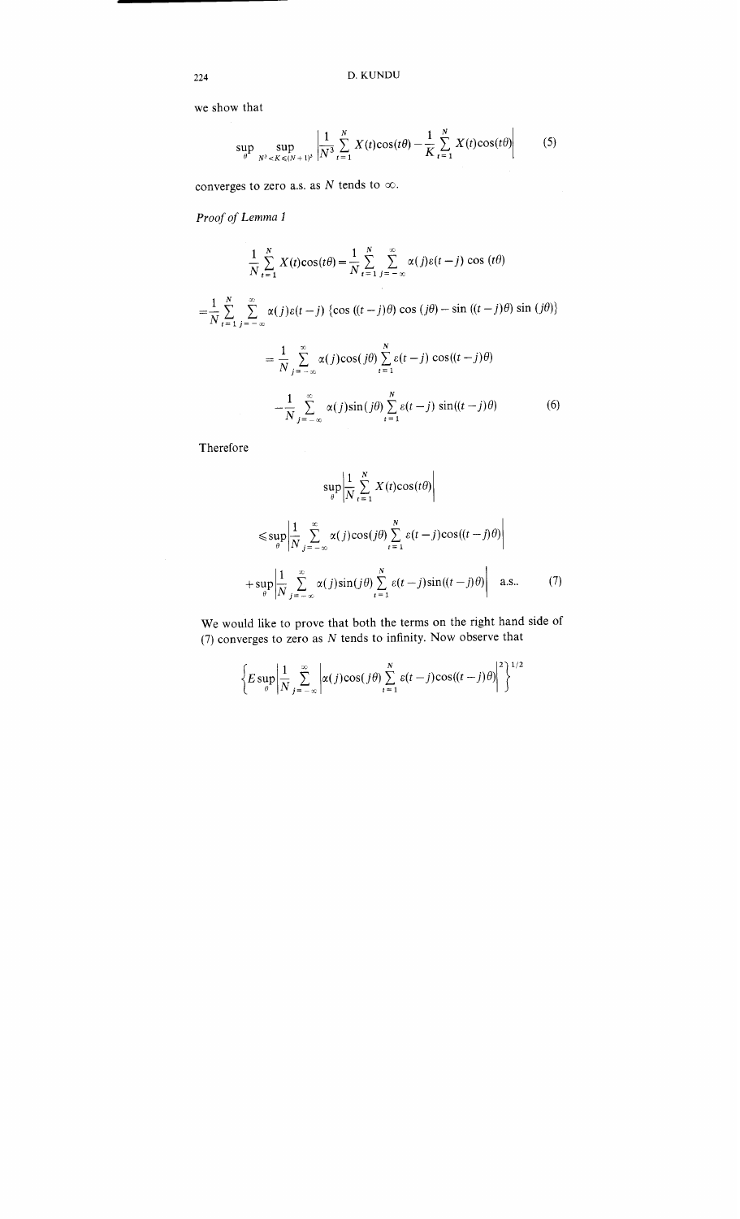we show that

$$\sup_{\theta} \sup_{N^3 < K \leqslant (N+1)^3} \left| \frac{1}{N^3} \sum_{t=1}^{N} X(t)\cos(t\theta) - \frac{1}{K} \sum_{t=1}^{N} X(t)\cos(t\theta) \right| \tag{5}$$

converges to zero a.s. as $N$ tends to $\infty$.

*Proof of Lemma 1*

$$\frac{1}{N} \sum_{t=1}^{N} X(t)\cos(t\theta) = \frac{1}{N} \sum_{t=1}^{N} \sum_{j=-\infty}^{\infty} \alpha(j)\varepsilon(t-j) \cos(t\theta)$$

$$= \frac{1}{N} \sum_{t=1}^{N} \sum_{j=-\infty}^{\infty} \alpha(j)\varepsilon(t-j) \{\cos((t-j)\theta)\cos(j\theta) - \sin((t-j)\theta)\sin(j\theta)\}$$

$$= \frac{1}{N} \sum_{j=-\infty}^{\infty} \alpha(j)\cos(j\theta) \sum_{t=1}^{N} \varepsilon(t-j)\cos((t-j)\theta)$$

$$- \frac{1}{N} \sum_{j=-\infty}^{\infty} \alpha(j)\sin(j\theta) \sum_{t=1}^{N} \varepsilon(t-j)\sin((t-j)\theta) \tag{6}$$

Therefore

$$\sup_{\theta} \left| \frac{1}{N} \sum_{t=1}^{N} X(t)\cos(t\theta) \right|$$

$$\leqslant \sup_{\theta} \left| \frac{1}{N} \sum_{j=-\infty}^{\infty} \alpha(j)\cos(j\theta) \sum_{t=1}^{N} \varepsilon(t-j)\cos((t-j)\theta) \right|$$

$$+ \sup_{\theta} \left| \frac{1}{N} \sum_{j=-\infty}^{\infty} \alpha(j)\sin(j\theta) \sum_{t=1}^{N} \varepsilon(t-j)\sin((t-j)\theta) \right| \quad \text{a.s..} \tag{7}$$

We would like to prove that both the terms on the right hand side of (7) converges to zero as $N$ tends to infinity. Now observe that

$$\left\{ E \sup_{\theta} \left| \frac{1}{N} \sum_{j=-\infty}^{\infty} \left| \alpha(j)\cos(j\theta) \sum_{t=1}^{N} \varepsilon(t-j)\cos((t-j)\theta) \right|^2 \right\}^{1/2}$$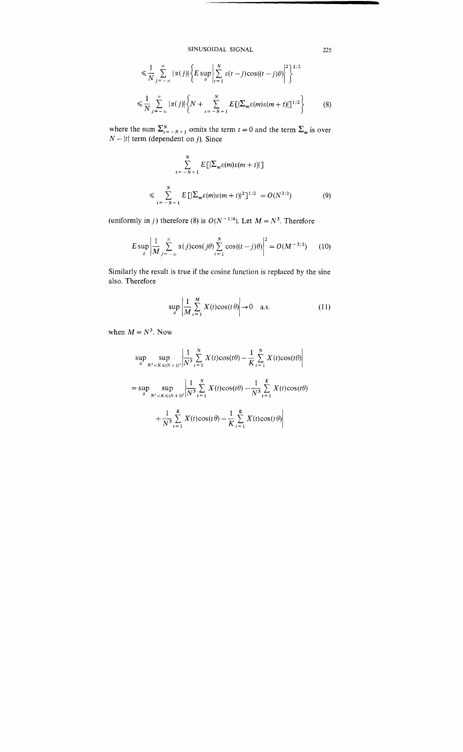$$\leqslant \frac{1}{N} \sum_{j=-\infty}^{\infty} |\alpha(j)| \left\{ E \sup_{\theta} \left| \sum_{t=1}^{N} \varepsilon(t-j)\cos((t-j)\theta) \right|^2 \right\}^{1/2}$$

$$\leqslant \frac{1}{N} \sum_{j=-\infty}^{\infty} |\alpha(j)| \left\{ N + \sum_{t=-N+1}^{N} E[|\Sigma_m \varepsilon(m)\varepsilon(m+t)|]^{1/2} \right\} \tag{8}$$

where the sum $\Sigma_{t=-N+1}^{N}$ omits the term $t=0$ and the term $\Sigma_m$ is over $N-|t|$ term (dependent on $j$). Since

$$\sum_{t=-N+1}^{N} E[|\Sigma_m \varepsilon(m)\varepsilon(m+t)|]$$

$$\leqslant \sum_{t=-N+1}^{N} E[|\Sigma_m \varepsilon(m)\varepsilon(m+t)|^2]^{1/2} = O(N^{3/2}) \tag{9}$$

(uniformly in $j$) therefore (8) is $O(N^{-1/4})$. Let $M = N^3$. Therefore

$$E \sup_{\theta} \left| \frac{1}{M} \sum_{j=-\infty}^{\infty} \alpha(j)\cos(j\theta) \sum_{t=1}^{N} \cos((t-j)\theta) \right|^2 = O(M^{-3/2}) \tag{10}$$

Similarly the result is true if the cosine function is replaced by the sine also. Therefore

$$\sup_{\theta} \left| \frac{1}{M} \sum_{t=1}^{M} X(t)\cos(t\theta) \right| \to 0 \quad \text{a.s.} \tag{11}$$

when $M = N^3$. Now

$$\sup_{\theta} \sup_{N^3 < K \leqslant (N+1)^3} \left| \frac{1}{N^3} \sum_{t=1}^{N} X(t)\cos(t\theta) - \frac{1}{K} \sum_{t=1}^{N} X(t)\cos(t\theta) \right|$$

$$= \sup_{\theta} \sup_{N^3 < K \leqslant (N+1)^3} \left| \frac{1}{N^3} \sum_{t=1}^{N} X(t)\cos(t\theta) - \frac{1}{N^3} \sum_{t=1}^{K} X(t)\cos(t\theta) \right.$$

$$\left. + \frac{1}{N^3} \sum_{t=1}^{K} X(t)\cos(t\theta) - \frac{1}{K} \sum_{t=1}^{K} X(t)\cos(t\theta) \right|$$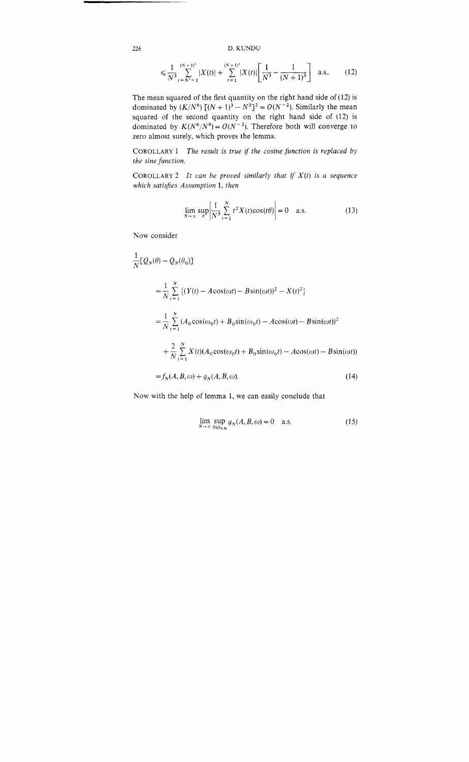$$\leqslant \frac{1}{N^3} \sum_{t=N^3+1}^{(N+1)^3} |X(t)| + \sum_{t=1}^{(N+1)^3} |X(t)| \left[ \frac{1}{N^3} - \frac{1}{(N+1)^3} \right] \quad \text{a.s..} \tag{12}$$

The mean squared of the first quantity on the right hand side of (12) is dominated by $(K/N^6)\,[(N+1)^3 - N^3]^2 = O(N^{-2})$. Similarly the mean squared of the second quantity on the right hand side of (12) is dominated by $K(N^6/N^8) = O(N^{-2})$. Therefore both will converge to zero almost surely, which proves the lemma.

COROLLARY 1 *The result is true if the cosine function is replaced by the sine function.*

COROLLARY 2 *It can be proved similarly that if $X(t)$ is a sequence which satisfies Assumption 1, then*

$$\lim_{N\to\infty} \sup_{\theta} \left| \frac{1}{N^3} \sum_{t=1}^{N} t^2 X(t) \cos(t\theta) \right| = 0 \quad \text{a.s.} \tag{13}$$

Now consider

$$\begin{aligned}
&\frac{1}{N}[Q_N(\theta) - Q_N(\theta_0)] \\
&\quad = \frac{1}{N} \sum_{t=1}^{N} \{(Y(t) - A\cos(\omega t) - B\sin(\omega t))^2 - X(t)^2\} \\
&\quad = \frac{1}{N} \sum_{t=1}^{N} (A_0\cos(\omega_0 t) + B_0\sin(\omega_0 t) - A\cos(\omega t) - B\sin(\omega t))^2 \\
&\quad\quad + \frac{2}{N} \sum_{t=1}^{N} X(t)(A_0\cos(\omega_0 t) + B_0\sin(\omega_0 t) - A\cos(\omega t) - B\sin(\omega t)) \\
&\quad = f_N(A, B, \omega) + g_N(A, B, \omega).
\end{aligned} \tag{14}$$

Now with the help of lemma 1, we can easily conclude that

$$\lim_{N\to\infty} \sup_{\theta \in S_{\delta,M}} g_N(A, B, \omega) = 0 \quad \text{a.s.} \tag{15}$$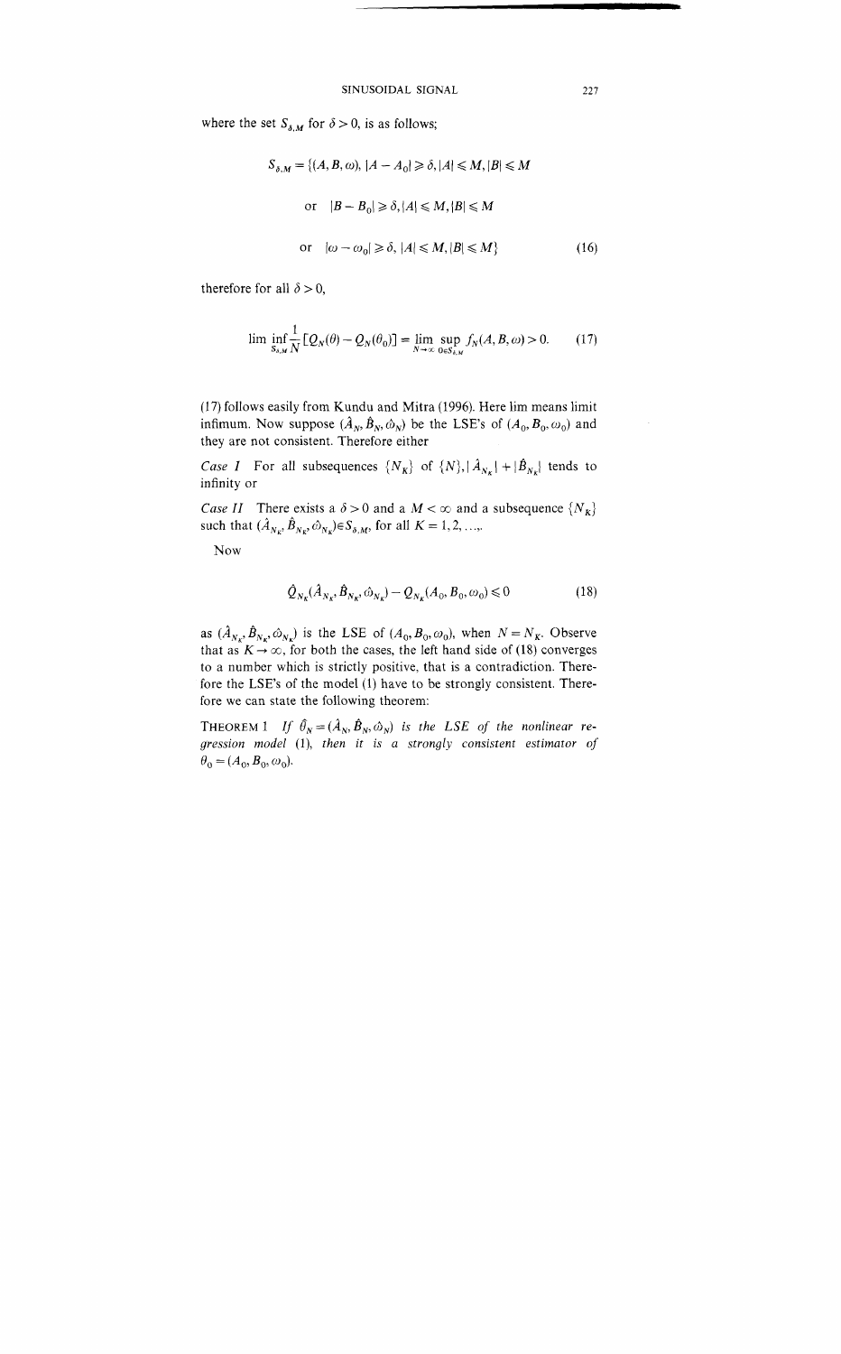where the set $S_{\delta,M}$ for $\delta > 0$, is as follows;

$$S_{\delta,M} = \{(A, B, \omega), |A - A_0| \geqslant \delta, |A| \leqslant M, |B| \leqslant M$$

$$\text{or} \quad |B - B_0| \geqslant \delta, |A| \leqslant M, |B| \leqslant M$$

$$\text{or} \quad |\omega - \omega_0| \geqslant \delta, |A| \leqslant M, |B| \leqslant M\} \tag{16}$$

therefore for all $\delta > 0$,

$$\lim \inf_{S_{\delta,M}} \frac{1}{N} [Q_N(\theta) - Q_N(\theta_0)] = \lim_{N \to \infty} \sup_{\theta \in S_{\delta,M}} f_N(A, B, \omega) > 0. \tag{17}$$

(17) follows easily from Kundu and Mitra (1996). Here lim means limit infimum. Now suppose $(\hat{A}_N, \hat{B}_N, \hat{\omega}_N)$ be the LSE's of $(A_0, B_0, \omega_0)$ and they are not consistent. Therefore either

*Case I* For all subsequences $\{N_K\}$ of $\{N\}, |\hat{A}_{N_K}| + |\hat{B}_{N_K}|$ tends to infinity or

*Case II* There exists a $\delta > 0$ and a $M < \infty$ and a subsequence $\{N_K\}$ such that $(\hat{A}_{N_K}, \hat{B}_{N_K}, \hat{\omega}_{N_K}) \in S_{\delta,M}$, for all $K = 1, 2, \ldots,$.

Now

$$\hat{Q}_{N_K}(\hat{A}_{N_K}, \hat{B}_{N_K}, \hat{\omega}_{N_K}) - Q_{N_K}(A_0, B_0, \omega_0) \leqslant 0 \tag{18}$$

as $(\hat{A}_{N_K}, \hat{B}_{N_K}, \hat{\omega}_{N_K})$ is the LSE of $(A_0, B_0, \omega_0)$, when $N = N_K$. Observe that as $K \to \infty$, for both the cases, the left hand side of (18) converges to a number which is strictly positive, that is a contradiction. Therefore the LSE's of the model (1) have to be strongly consistent. Therefore we can state the following theorem:

THEOREM 1 *If $\hat{\theta}_N = (\hat{A}_N, \hat{B}_N, \hat{\omega}_N)$ is the LSE of the nonlinear regression model (1), then it is a strongly consistent estimator of $\theta_0 = (A_0, B_0, \omega_0)$.*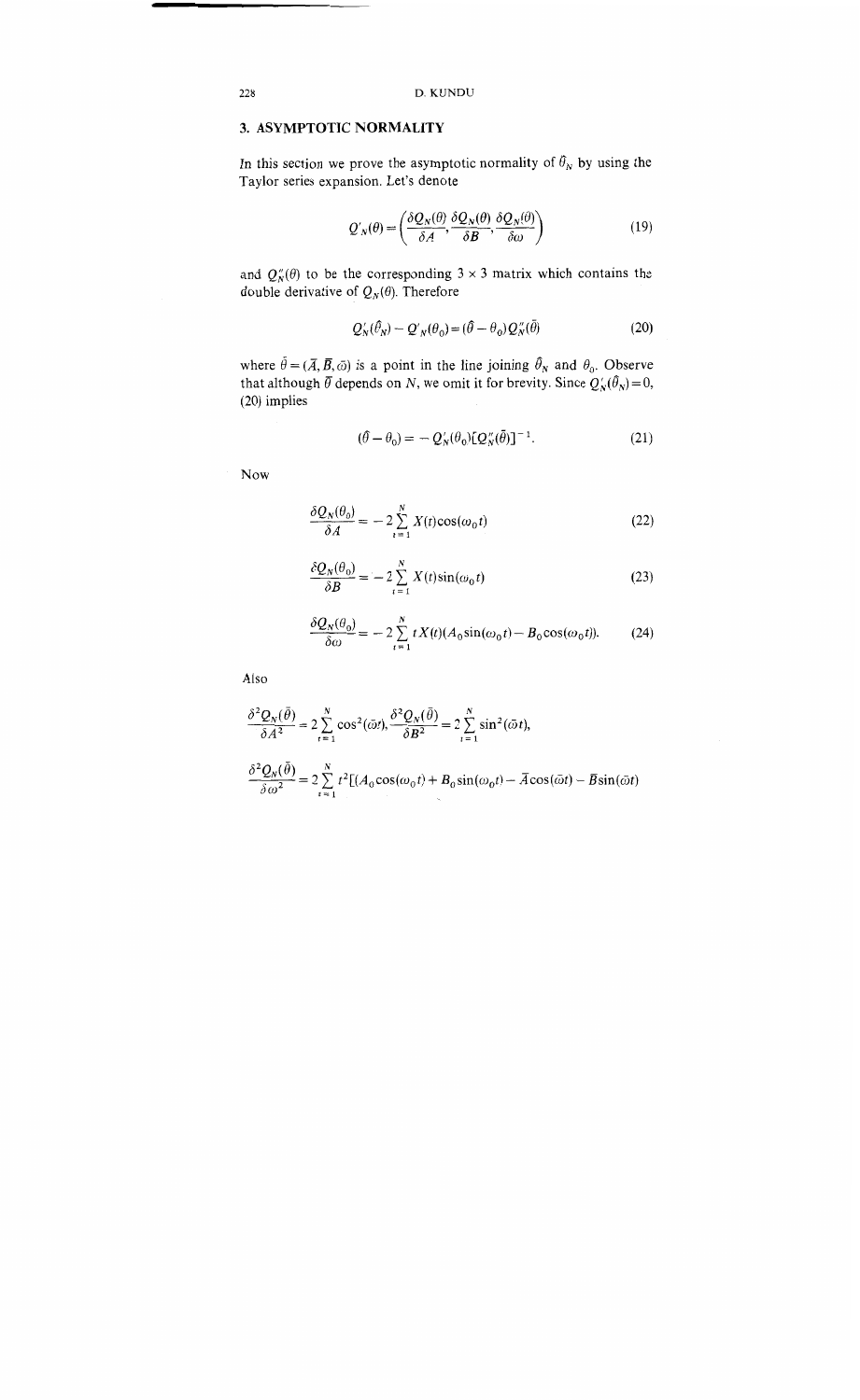## 3. ASYMPTOTIC NORMALITY

In this section we prove the asymptotic normality of $\hat{\theta}_N$ by using the Taylor series expansion. Let's denote

$$Q'_N(\theta) = \left( \frac{\delta Q_N(\theta)}{\delta A}, \frac{\delta Q_N(\theta)}{\delta B}, \frac{\delta Q_N(\theta)}{\delta \omega} \right) \tag{19}$$

and $Q''_N(\theta)$ to be the corresponding $3 \times 3$ matrix which contains the double derivative of $Q_N(\theta)$. Therefore

$$Q'_N(\hat{\theta}_N) - Q'_N(\theta_0) = (\hat{\theta} - \theta_0) Q''_N(\bar{\theta}) \tag{20}$$

where $\bar{\theta} = (\bar{A}, \bar{B}, \bar{\omega})$ is a point in the line joining $\hat{\theta}_N$ and $\theta_0$. Observe that although $\bar{\theta}$ depends on $N$, we omit it for brevity. Since $Q'_N(\hat{\theta}_N) = 0$, (20) implies

$$(\hat{\theta} - \theta_0) = -Q'_N(\theta_0)[Q''_N(\bar{\theta})]^{-1}. \tag{21}$$

Now

$$\frac{\delta Q_N(\theta_0)}{\delta A} = -2 \sum_{t=1}^{N} X(t) \cos(\omega_0 t) \tag{22}$$

$$\frac{\delta Q_N(\theta_0)}{\delta B} = -2 \sum_{t=1}^{N} X(t) \sin(\omega_0 t) \tag{23}$$

$$\frac{\delta Q_N(\theta_0)}{\delta \omega} = -2 \sum_{t=1}^{N} t X(t) (A_0 \sin(\omega_0 t) - B_0 \cos(\omega_0 t)). \tag{24}$$

Also

$$\frac{\delta^2 Q_N(\bar{\theta})}{\delta A^2} = 2 \sum_{t=1}^{N} \cos^2(\bar{\omega} t), \frac{\delta^2 Q_N(\bar{\theta})}{\delta B^2} = 2 \sum_{t=1}^{N} \sin^2(\bar{\omega} t),$$

$$\frac{\delta^2 Q_N(\bar{\theta})}{\delta \omega^2} = 2 \sum_{t=1}^{N} t^2 [(A_0 \cos(\omega_0 t) + B_0 \sin(\omega_0 t) - \bar{A} \cos(\bar{\omega} t) - \bar{B} \sin(\bar{\omega} t)$$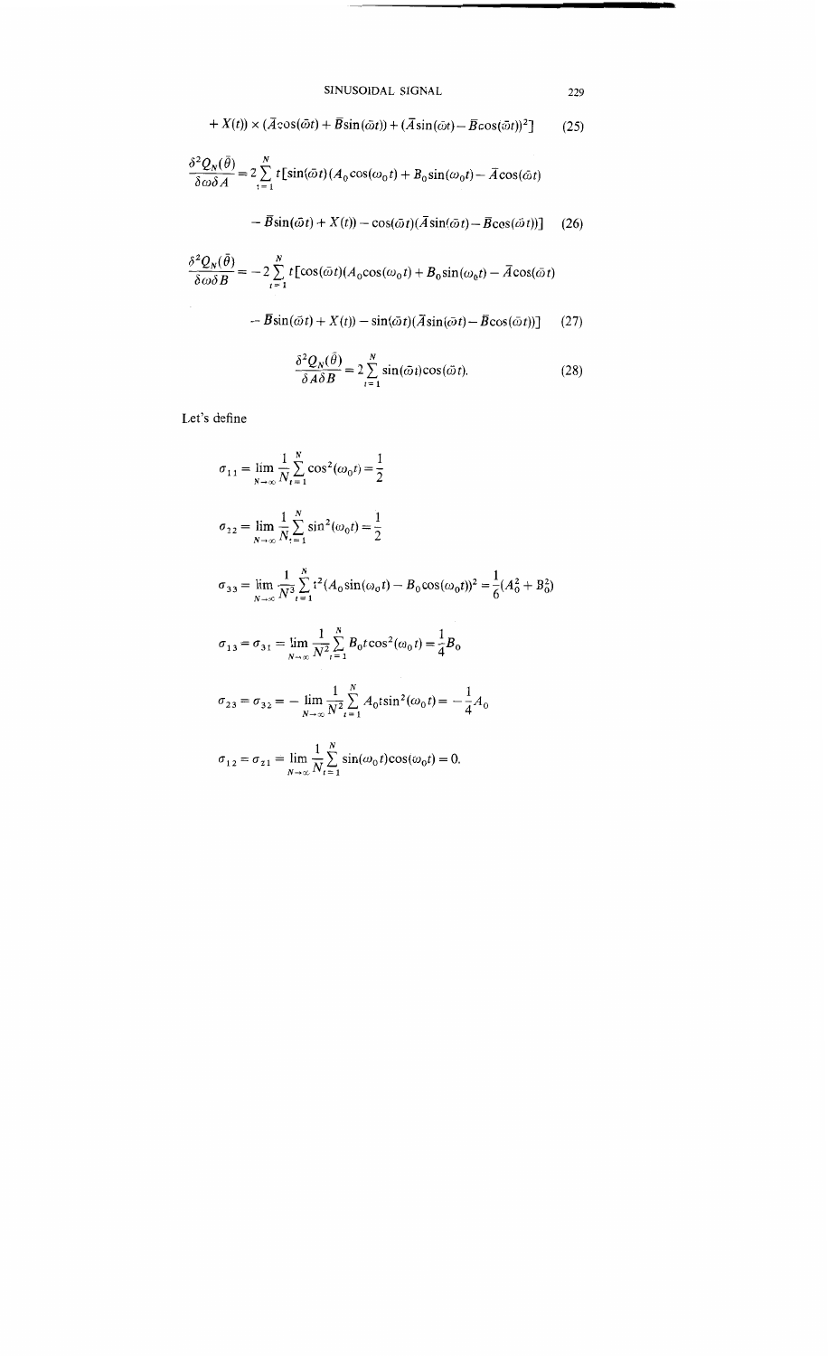$$+ X(t)) \times (\bar{A}\cos(\bar{\omega}t) + \bar{B}\sin(\bar{\omega}t)) + (\bar{A}\sin(\bar{\omega}t) - \bar{B}\cos(\bar{\omega}t))^2] \tag{25}$$

$$\frac{\delta^2 Q_N(\bar{\theta})}{\delta\omega\delta A} = 2\sum_{t=1}^{N} t[\sin(\bar{\omega}t)(A_0\cos(\omega_0 t) + B_0\sin(\omega_0 t) - \bar{A}\cos(\bar{\omega}t)$$
$$- \bar{B}\sin(\bar{\omega}t) + X(t)) - \cos(\bar{\omega}t)(\bar{A}\sin(\bar{\omega}t) - \bar{B}\cos(\bar{\omega}t))] \tag{26}$$

$$\frac{\delta^2 Q_N(\bar{\theta})}{\delta\omega\delta B} = -2\sum_{t=1}^{N} t[\cos(\bar{\omega}t)(A_0\cos(\omega_0 t) + B_0\sin(\omega_0 t) - \bar{A}\cos(\bar{\omega}t)$$
$$- \bar{B}\sin(\bar{\omega}t) + X(t)) - \sin(\bar{\omega}t)(\bar{A}\sin(\bar{\omega}t) - \bar{B}\cos(\bar{\omega}t))] \tag{27}$$

$$\frac{\delta^2 Q_N(\bar{\theta})}{\delta A\delta B} = 2\sum_{t=1}^{N}\sin(\bar{\omega}t)\cos(\bar{\omega}t). \tag{28}$$

Let's define

$$\sigma_{11} = \lim_{N\to\infty}\frac{1}{N}\sum_{t=1}^{N}\cos^2(\omega_0 t) = \frac{1}{2}$$

$$\sigma_{22} = \lim_{N\to\infty}\frac{1}{N}\sum_{t=1}^{N}\sin^2(\omega_0 t) = \frac{1}{2}$$

$$\sigma_{33} = \lim_{N\to\infty}\frac{1}{N^3}\sum_{t=1}^{N} t^2(A_0\sin(\omega_0 t) - B_0\cos(\omega_0 t))^2 = \frac{1}{6}(A_0^2 + B_0^2)$$

$$\sigma_{13} = \sigma_{31} = \lim_{N\to\infty}\frac{1}{N^2}\sum_{t=1}^{N} B_0 t\cos^2(\omega_0 t) = \frac{1}{4}B_0$$

$$\sigma_{23} = \sigma_{32} = -\lim_{N\to\infty}\frac{1}{N^2}\sum_{t=1}^{N} A_0 t\sin^2(\omega_0 t) = -\frac{1}{4}A_0$$

$$\sigma_{12} = \sigma_{21} = \lim_{N\to\infty}\frac{1}{N}\sum_{t=1}^{N}\sin(\omega_0 t)\cos(\omega_0 t) = 0.$$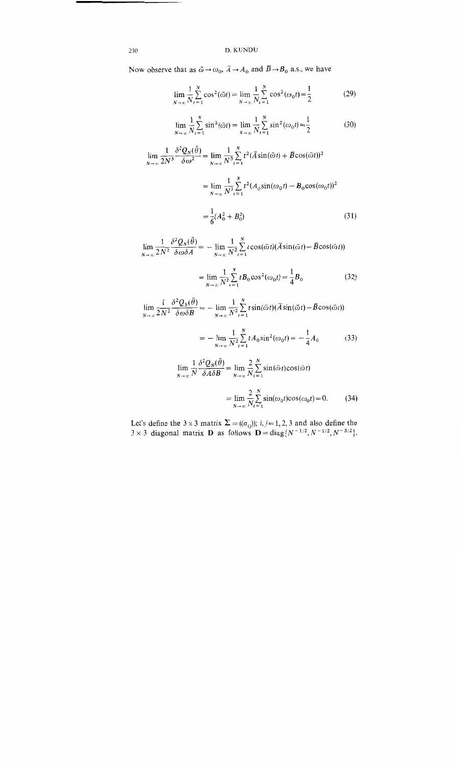Now observe that as $\bar{\omega} \to \omega_0$, $\bar{A} \to A_0$ and $\bar{B} \to B_0$ a.s., we have

$$\lim_{N\to\infty} \frac{1}{N}\sum_{t=1}^{N} \cos^2(\bar{\omega}t) = \lim_{N\to\infty} \frac{1}{N}\sum_{t=1}^{N} \cos^2(\omega_0 t) = \frac{1}{2} \tag{29}$$

$$\lim_{N\to\infty} \frac{1}{N}\sum_{t=1}^{N} \sin^2(\bar{\omega}t) = \lim_{N\to\infty} \frac{1}{N}\sum_{t=1}^{N} \sin^2(\omega_0 t) = \frac{1}{2} \tag{30}$$

$$\begin{aligned}
\lim_{N\to\infty} \frac{1}{2N^3}\frac{\delta^2 Q_N(\bar{\theta})}{\delta\omega^2} &= \lim_{N\to\infty} \frac{1}{N^3}\sum_{t=1}^{N} t^2(\bar{A}\sin(\bar{\omega}t) + \bar{B}\cos(\bar{\omega}t))^2 \\
&= \lim_{N\to\infty} \frac{1}{N^3}\sum_{t=1}^{N} t^2(A_0\sin(\omega_0 t) - B_0\cos(\omega_0 t))^2 \\
&= \frac{1}{6}(A_0^2 + B_0^2)
\end{aligned} \tag{31}$$

$$\begin{aligned}
\lim_{N\to\infty} \frac{1}{2N^2}\frac{\delta^2 Q_N(\bar{\theta})}{\delta\omega\delta A} &= -\lim_{N\to\infty} \frac{1}{N^2}\sum_{t=1}^{N} t\cos(\bar{\omega}t)(\bar{A}\sin(\bar{\omega}t) - \bar{B}\cos(\bar{\omega}t)) \\
&= \lim_{N\to\infty} \frac{1}{N^2}\sum_{t=1}^{N} tB_0\cos^2(\omega_0 t) = \frac{1}{4}B_0
\end{aligned} \tag{32}$$

$$\begin{aligned}
\lim_{N\to\infty} \frac{1}{2N^2}\frac{\delta^2 Q_N(\bar{\theta})}{\delta\omega\delta B} &= -\lim_{N\to\infty} \frac{1}{N^2}\sum_{t=1}^{N} t\sin(\bar{\omega}t)(\bar{A}\sin(\bar{\omega}t) - \bar{B}\cos(\bar{\omega}t)) \\
&= -\lim_{N\to\infty} \frac{1}{N^2}\sum_{t=1}^{N} tA_0\sin^2(\omega_0 t) = -\frac{1}{4}A_0
\end{aligned} \tag{33}$$

$$\begin{aligned}
\lim_{N\to\infty} \frac{1}{N}\frac{\delta^2 Q_N(\bar{\theta})}{\delta A\delta B} &= \lim_{N\to\infty} \frac{2}{N}\sum_{t=1}^{N} \sin(\bar{\omega}t)\cos(\bar{\omega}t) \\
&= \lim_{N\to\infty} \frac{2}{N}\sum_{t=1}^{N} \sin(\omega_0 t)\cos(\omega_0 t) = 0.
\end{aligned} \tag{34}$$

Let's define the $3 \times 3$ matrix $\mathbf{\Sigma} = ((\sigma_{ij}))$; $i, j = 1, 2, 3$ and also define the $3 \times 3$ diagonal matrix $\mathbf{D}$ as follows $\mathbf{D} = \operatorname{diag}\{N^{-1/2}, N^{-1/2}, N^{-3/2}\}$.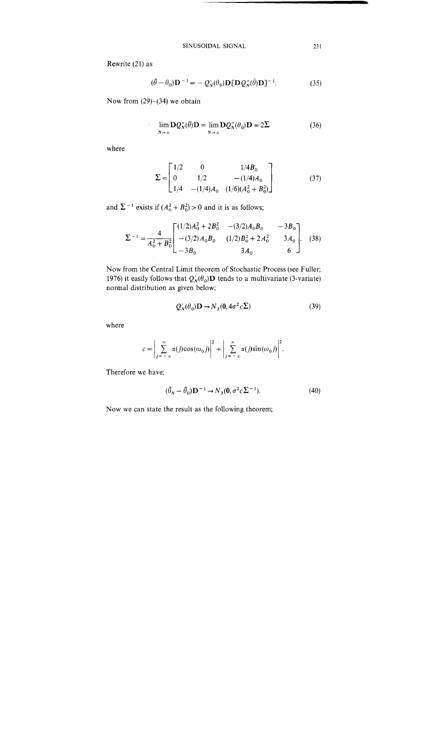Rewrite (21) as

$$(\hat{\theta}-\theta_0)\mathbf{D}^{-1} = -Q_N'(\theta_0)\mathbf{D}[\mathbf{D}Q_N''(\bar{\theta})\mathbf{D}]^{-1}. \tag{35}$$

Now from (29)–(34) we obtain

$$\lim_{N\to\infty}\mathbf{D}Q_N''(\bar{\theta})\mathbf{D} = \lim_{N\to\infty}\mathbf{D}Q_N''(\theta_0)\mathbf{D} = 2\mathbf{\Sigma} \tag{36}$$

where

$$\mathbf{\Sigma} = \begin{bmatrix} 1/2 & 0 & 1/4B_0 \\ 0 & 1/2 & -(1/4)A_0 \\ 1/4 & -(1/4)A_0 & (1/6)(A_0^2+B_0^2) \end{bmatrix} \tag{37}$$

and $\mathbf{\Sigma}^{-1}$ exists if $(A_0^2+B_0^2)>0$ and it is as follows;

$$\mathbf{\Sigma}^{-1} = \frac{4}{A_0^2+B_0^2}\begin{bmatrix} (1/2)A_0^2+2B_0^2 & -(3/2)A_0B_0 & -3B_0 \\ -(3/2)A_0B_0 & (1/2)B_0^2+2A_0^2 & 3A_0 \\ -3B_0 & 3A_0 & 6 \end{bmatrix}. \tag{38}$$

Now from the Central Limit theorem of Stochastic Process (see Fuller; 1976) it easily follows that $Q_N'(\theta_0)\mathbf{D}$ tends to a multivariate (3-variate) normal distribution as given below;

$$Q_N'(\theta_0)\mathbf{D} \to N_3(\mathbf{0}, 4\sigma^2 c\mathbf{\Sigma}) \tag{39}$$

where

$$c = \left|\sum_{j=-\infty}^{\infty}\alpha(j)\cos(\omega_0 j)\right|^2 + \left|\sum_{j=-\infty}^{\infty}\alpha(j)\sin(\omega_0 j)\right|^2.$$

Therefore we have;

$$(\hat{\theta}_N-\hat{\theta}_0)\mathbf{D}^{-1} \to N_3(\mathbf{0}, \sigma^2 c\mathbf{\Sigma}^{-1}). \tag{40}$$

Now we can state the result as the following theorem;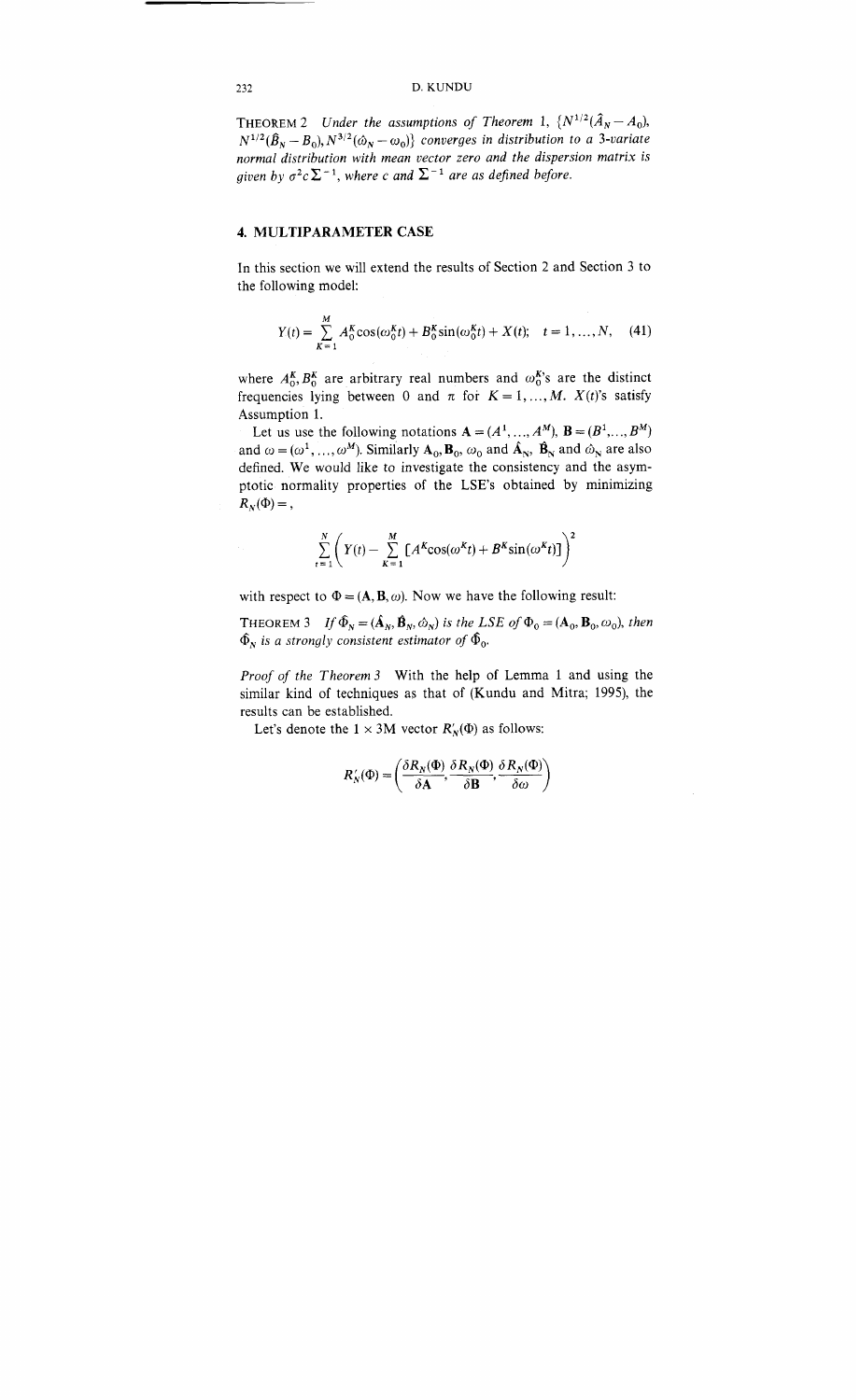THEOREM 2 *Under the assumptions of Theorem 1,* $\{N^{1/2}(\hat{A}_N - A_0),$ $N^{1/2}(\hat{B}_N - B_0), N^{3/2}(\hat{\omega}_N - \omega_0)\}$ *converges in distribution to a 3-variate normal distribution with mean vector zero and the dispersion matrix is given by* $\sigma^2 c \Sigma^{-1}$, *where* $c$ *and* $\Sigma^{-1}$ *are as defined before.*

## 4. MULTIPARAMETER CASE

In this section we will extend the results of Section 2 and Section 3 to the following model:

$$Y(t) = \sum_{K=1}^{M} A_0^K \cos(\omega_0^K t) + B_0^K \sin(\omega_0^K t) + X(t); \quad t = 1, \ldots, N, \tag{41}$$

where $A_0^K, B_0^K$ are arbitrary real numbers and $\omega_0^K$'s are the distinct frequencies lying between 0 and $\pi$ for $K = 1, \ldots, M$. $X(t)$'s satisfy Assumption 1.

Let us use the following notations $\mathbf{A} = (A^1, \ldots, A^M)$, $\mathbf{B} = (B^1, \ldots, B^M)$ and $\omega = (\omega^1, \ldots, \omega^M)$. Similarly $\mathbf{A}_0, \mathbf{B}_0, \omega_0$ and $\hat{\mathbf{A}}_N$, $\hat{\mathbf{B}}_N$ and $\hat{\omega}_N$ are also defined. We would like to investigate the consistency and the asymptotic normality properties of the LSE's obtained by minimizing $R_N(\Phi) =$,

$$\sum_{t=1}^{N} \left( Y(t) - \sum_{K=1}^{M} [A^K \cos(\omega^K t) + B^K \sin(\omega^K t)] \right)^2$$

with respect to $\Phi = (\mathbf{A}, \mathbf{B}, \omega)$. Now we have the following result:

THEOREM 3 *If* $\hat{\Phi}_N = (\hat{\mathbf{A}}_N, \hat{\mathbf{B}}_N, \hat{\omega}_N)$ *is the LSE of* $\Phi_0 = (\mathbf{A}_0, \mathbf{B}_0, \omega_0)$, *then* $\hat{\Phi}_N$ *is a strongly consistent estimator of* $\hat{\Phi}_0$.

*Proof of the Theorem 3* With the help of Lemma 1 and using the similar kind of techniques as that of (Kundu and Mitra; 1995), the results can be established.

Let's denote the $1 \times 3M$ vector $R_N'(\Phi)$ as follows:

$$R_N'(\Phi) = \left( \frac{\delta R_N(\Phi)}{\delta \mathbf{A}}, \frac{\delta R_N(\Phi)}{\delta \mathbf{B}}, \frac{\delta R_N(\Phi)}{\delta \omega} \right)$$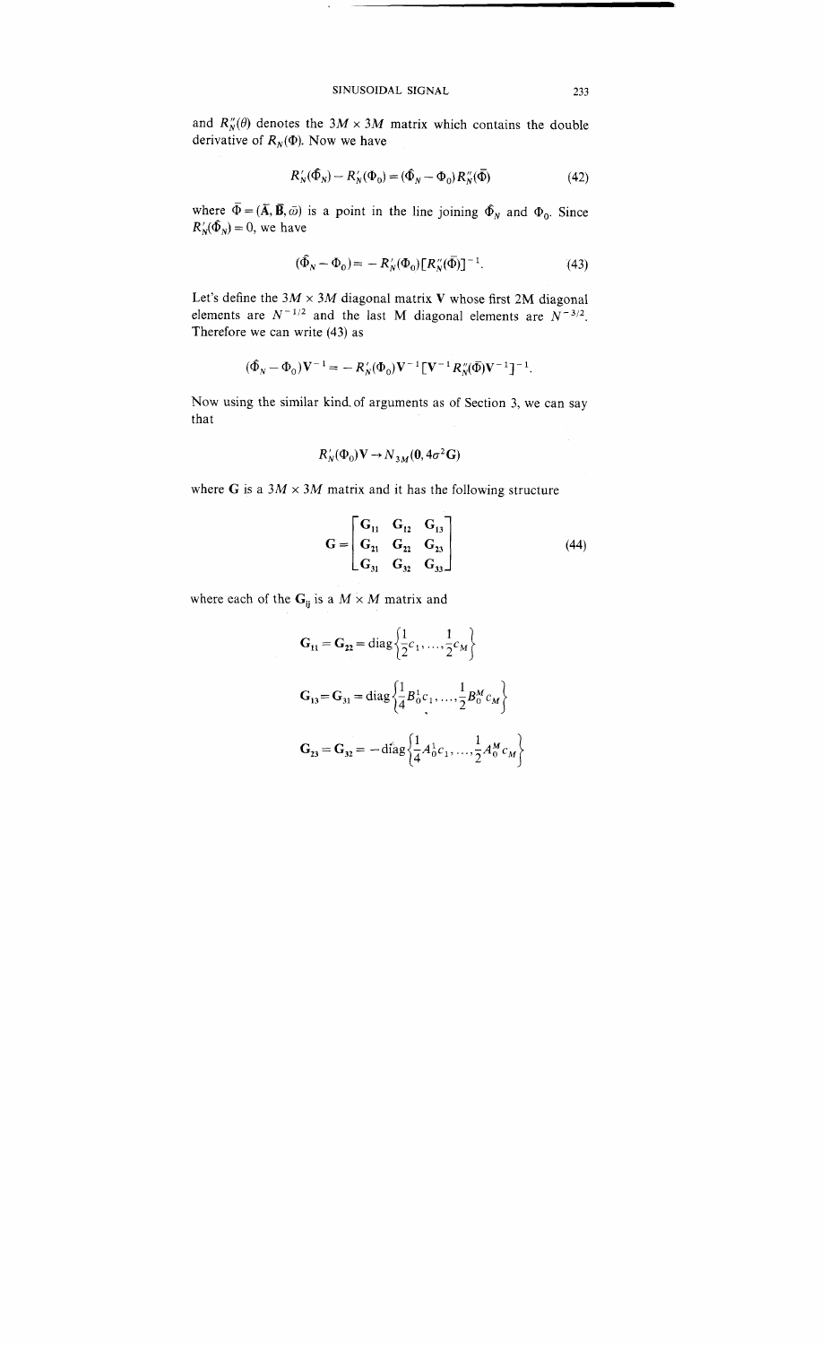and $R''_N(\theta)$ denotes the $3M \times 3M$ matrix which contains the double derivative of $R_N(\Phi)$. Now we have

$$R'_N(\hat{\Phi}_N) - R'_N(\Phi_0) = (\hat{\Phi}_N - \Phi_0) R''_N(\bar{\Phi}) \tag{42}$$

where $\bar{\Phi} = (\bar{\mathbf{A}}, \bar{\mathbf{B}}, \bar{\omega})$ is a point in the line joining $\hat{\Phi}_N$ and $\Phi_0$. Since $R'_N(\hat{\Phi}_N) = 0$, we have

$$(\hat{\Phi}_N - \Phi_0) = -R'_N(\Phi_0)[R''_N(\bar{\Phi})]^{-1}. \tag{43}$$

Let's define the $3M \times 3M$ diagonal matrix $\mathbf{V}$ whose first 2M diagonal elements are $N^{-1/2}$ and the last M diagonal elements are $N^{-3/2}$. Therefore we can write (43) as

$$(\hat{\Phi}_N - \Phi_0)\mathbf{V}^{-1} = -R'_N(\Phi_0)\mathbf{V}^{-1}[\mathbf{V}^{-1}R''_N(\bar{\Phi})\mathbf{V}^{-1}]^{-1}.$$

Now using the similar kind of arguments as of Section 3, we can say that

$$R'_N(\Phi_0)\mathbf{V} \rightarrow N_{3M}(\mathbf{0}, 4\sigma^2\mathbf{G})$$

where $\mathbf{G}$ is a $3M \times 3M$ matrix and it has the following structure

$$\mathbf{G} = \begin{bmatrix} \mathbf{G}_{11} & \mathbf{G}_{12} & \mathbf{G}_{13} \\ \mathbf{G}_{21} & \mathbf{G}_{22} & \mathbf{G}_{23} \\ \mathbf{G}_{31} & \mathbf{G}_{32} & \mathbf{G}_{33} \end{bmatrix} \tag{44}$$

where each of the $\mathbf{G}_{ij}$ is a $M \times M$ matrix and

$$\mathbf{G}_{11} = \mathbf{G}_{22} = \text{diag}\left\{\frac{1}{2}c_1, \ldots, \frac{1}{2}c_M\right\}$$

$$\mathbf{G}_{13} = \mathbf{G}_{31} = \text{diag}\left\{\frac{1}{4}B_0^1 c_1, \ldots, \frac{1}{2}B_0^M c_M\right\}$$

$$\mathbf{G}_{23} = \mathbf{G}_{32} = -\text{diag}\left\{\frac{1}{4}A_0^1 c_1, \ldots, \frac{1}{2}A_0^M c_M\right\}$$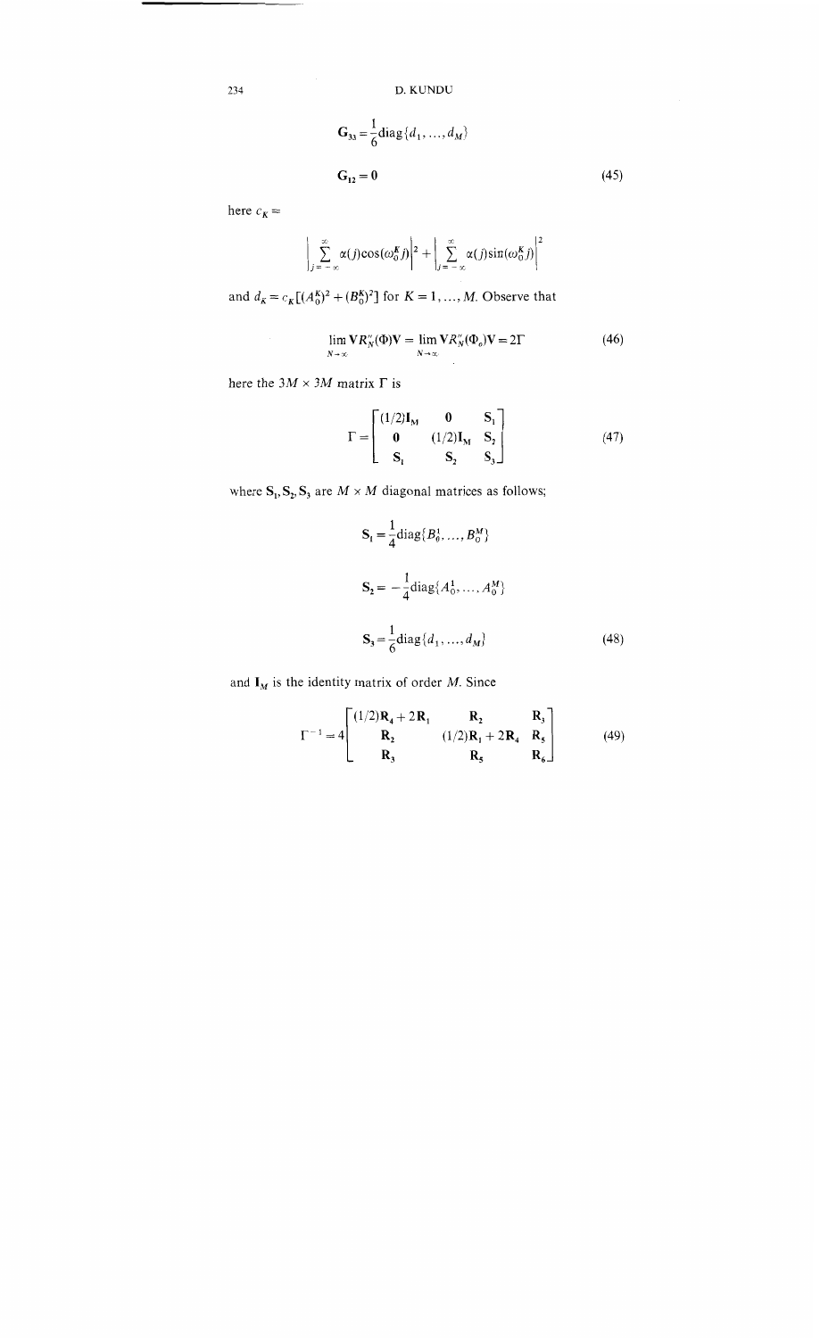$$\mathbf{G}_{33} = \frac{1}{6}\text{diag}\{d_1, \ldots, d_M\}$$

$$\mathbf{G}_{12} = \mathbf{0} \tag{45}$$

here $c_K =$

$$\left|\sum_{j=-\infty}^{\infty} \alpha(j)\cos(\omega_0^K j)\right|^2 + \left|\sum_{j=-\infty}^{\infty} \alpha(j)\sin(\omega_0^K j)\right|^2$$

and $d_K = c_K[(A_0^K)^2 + (B_0^K)^2]$ for $K = 1, \ldots, M$. Observe that

$$\lim_{N \to \infty} \mathbf{V}R_N''(\Phi)\mathbf{V} = \lim_{N \to \infty} \mathbf{V}R_N''(\Phi_o)\mathbf{V} = 2\Gamma \tag{46}$$

here the $3M \times 3M$ matrix $\Gamma$ is

$$\Gamma = \begin{bmatrix} (1/2)\mathbf{I}_M & \mathbf{0} & \mathbf{S}_1 \\ \mathbf{0} & (1/2)\mathbf{I}_M & \mathbf{S}_2 \\ \mathbf{S}_1 & \mathbf{S}_2 & \mathbf{S}_3 \end{bmatrix} \tag{47}$$

where $\mathbf{S}_1, \mathbf{S}_2, \mathbf{S}_3$ are $M \times M$ diagonal matrices as follows;

$$\mathbf{S}_1 = \frac{1}{4}\text{diag}\{B_0^1, \ldots, B_0^M\}$$

$$\mathbf{S}_2 = -\frac{1}{4}\text{diag}\{A_0^1, \ldots, A_0^M\}$$

$$\mathbf{S}_3 = \frac{1}{6}\text{diag}\{d_1, \ldots, d_M\} \tag{48}$$

and $\mathbf{I}_M$ is the identity matrix of order $M$. Since

$$\Gamma^{-1} = 4\begin{bmatrix} (1/2)\mathbf{R}_4 + 2\mathbf{R}_1 & \mathbf{R}_2 & \mathbf{R}_3 \\ \mathbf{R}_2 & (1/2)\mathbf{R}_1 + 2\mathbf{R}_4 & \mathbf{R}_5 \\ \mathbf{R}_3 & \mathbf{R}_5 & \mathbf{R}_6 \end{bmatrix} \tag{49}$$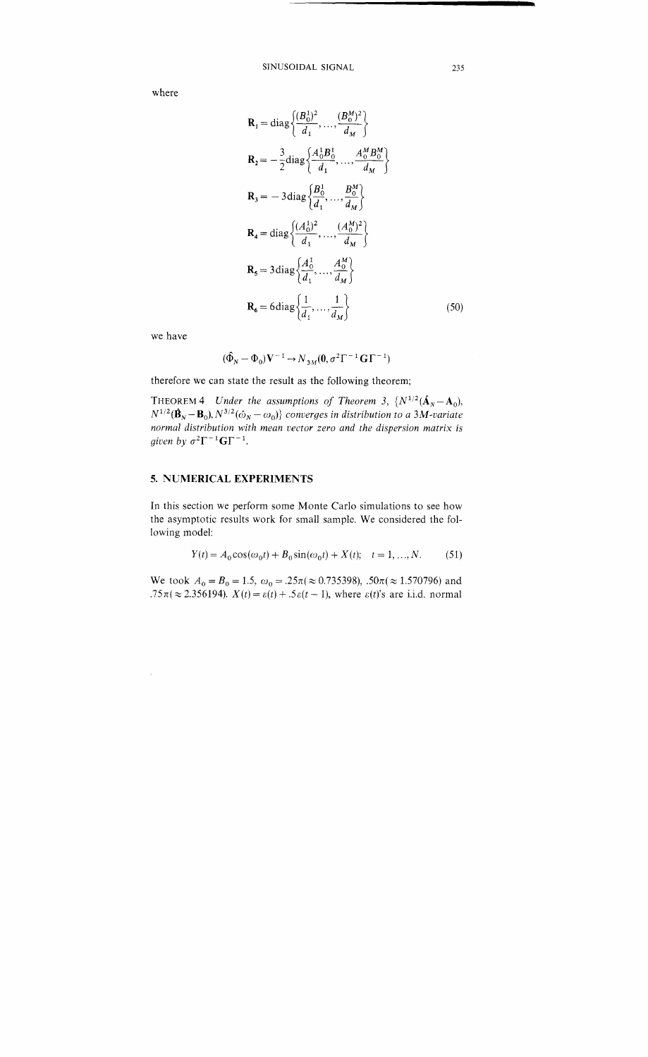where

$$
\begin{aligned}
\mathbf{R}_1 &= \operatorname{diag}\left\{\frac{(B_0^1)^2}{d_1}, \ldots, \frac{(B_0^M)^2}{d_M}\right\} \\
\mathbf{R}_2 &= -\frac{3}{2}\operatorname{diag}\left\{\frac{A_0^1 B_0^1}{d_1}, \ldots, \frac{A_0^M B_0^M}{d_M}\right\} \\
\mathbf{R}_3 &= -3\operatorname{diag}\left\{\frac{B_0^1}{d_1}, \ldots, \frac{B_0^M}{d_M}\right\} \\
\mathbf{R}_4 &= \operatorname{diag}\left\{\frac{(A_0^1)^2}{d_1}, \ldots, \frac{(A_0^M)^2}{d_M}\right\} \\
\mathbf{R}_5 &= 3\operatorname{diag}\left\{\frac{A_0^1}{d_1}, \ldots, \frac{A_0^M}{d_M}\right\} \\
\mathbf{R}_6 &= 6\operatorname{diag}\left\{\frac{1}{d_1}, \ldots, \frac{1}{d_M}\right\}
\end{aligned} \tag{50}
$$

we have

$$(\hat{\Phi}_N - \Phi_0)\mathbf{V}^{-1} \to N_{3M}(\mathbf{0}, \sigma^2\Gamma^{-1}\mathbf{G}\Gamma^{-1})$$

therefore we can state the result as the following theorem;

THEOREM 4 *Under the assumptions of Theorem 3,* $\{N^{1/2}(\hat{\mathbf{A}}_N - \mathbf{A}_0), N^{1/2}(\hat{\mathbf{B}}_N - \mathbf{B}_0), N^{3/2}(\hat{\omega}_N - \omega_0)\}$ *converges in distribution to a 3M-variate normal distribution with mean vector zero and the dispersion matrix is given by* $\sigma^2\Gamma^{-1}\mathbf{G}\Gamma^{-1}$.

## 5. NUMERICAL EXPERIMENTS

In this section we perform some Monte Carlo simulations to see how the asymptotic results work for small sample. We considered the following model:

$$Y(t) = A_0\cos(\omega_0 t) + B_0\sin(\omega_0 t) + X(t); \quad t = 1, \ldots, N. \tag{51}$$

We took $A_0 = B_0 = 1.5$, $\omega_0 = .25\pi(\approx 0.735398)$, $.50\pi(\approx 1.570796)$ and $.75\pi(\approx 2.356194)$. $X(t) = \varepsilon(t) + .5\varepsilon(t-1)$, where $\varepsilon(t)$'s are i.i.d. normal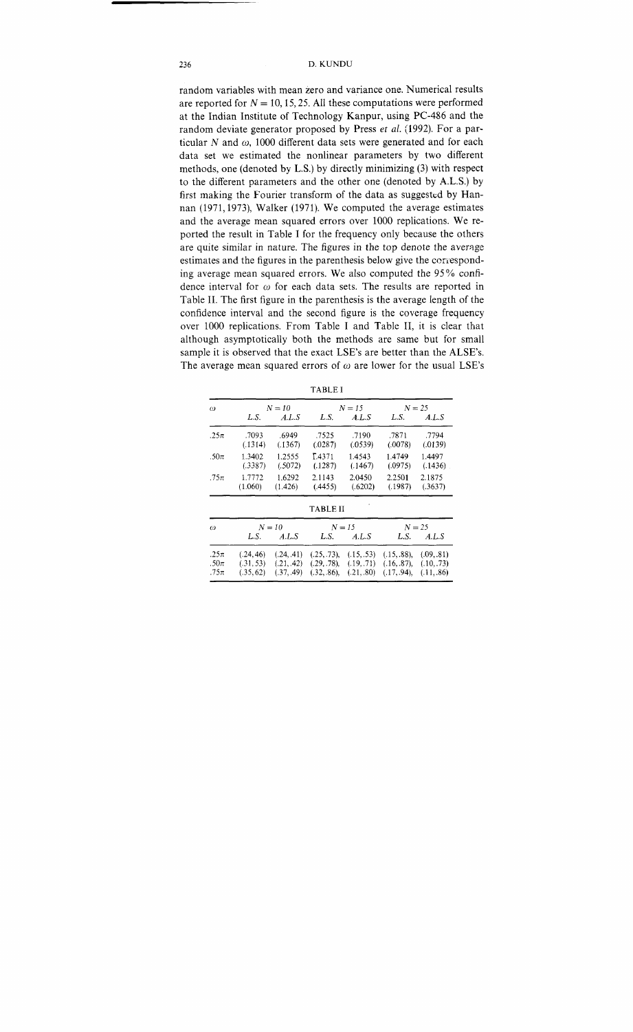random variables with mean zero and variance one. Numerical results are reported for $N = 10, 15, 25$. All these computations were performed at the Indian Institute of Technology Kanpur, using PC-486 and the random deviate generator proposed by Press *et al.* (1992). For a particular $N$ and $\omega$, 1000 different data sets were generated and for each data set we estimated the nonlinear parameters by two different methods, one (denoted by L.S.) by directly minimizing (3) with respect to the different parameters and the other one (denoted by A.L.S.) by first making the Fourier transform of the data as suggested by Hannan (1971, 1973), Walker (1971). We computed the average estimates and the average mean squared errors over 1000 replications. We reported the result in Table I for the frequency only because the others are quite similar in nature. The figures in the top denote the average estimates and the figures in the parenthesis below give the corresponding average mean squared errors. We also computed the 95% confidence interval for $\omega$ for each data sets. The results are reported in Table II. The first figure in the parenthesis is the average length of the confidence interval and the second figure is the coverage frequency over 1000 replications. From Table I and Table II, it is clear that although asymptotically both the methods are same but for small sample it is observed that the exact LSE's are better than the ALSE's. The average mean squared errors of $\omega$ are lower for the usual LSE's

TABLE I

| $\omega$ | $N = 10$ | | $N = 15$ | | $N = 25$ | |
|---|---|---|---|---|---|---|
| | L.S. | A.L.S | L.S. | A.L.S | L.S. | A.L.S |
| $.25\pi$ | .7093 (.1314) | .6949 (.1367) | .7525 (.0287) | .7190 (.0539) | .7871 (.0078) | .7794 (.0139) |
| $.50\pi$ | 1.3402 (.3387) | 1.2555 (.5072) | 1.4371 (.1287) | 1.4543 (.1467) | 1.4749 (.0975) | 1.4497 (.1436) |
| $.75\pi$ | 1.7772 (1.060) | 1.6292 (1.426) | 2.1143 (.4455) | 2.0450 (.6202) | 2.2501 (.1987) | 2.1875 (.3637) |

TABLE II

| $\omega$ | $N = 10$ | | $N = 15$ | | $N = 25$ | |
|---|---|---|---|---|---|---|
| | L.S. | A.L.S | L.S. | A.L.S | L.S. | A.L.S |
| $.25\pi$ | (.24,.46) | (.24,.41) | (.25,.73), | (.15,.53) | (.15,.88), | (.09,.81) |
| $.50\pi$ | (.31,.53) | (.21,.42) | (.29,.78), | (.19,.71) | (.16,.87), | (.10,.73) |
| $.75\pi$ | (.35,.62) | (.37,.49) | (.32,.86), | (.21,.80) | (.17,.94), | (.11,.86) |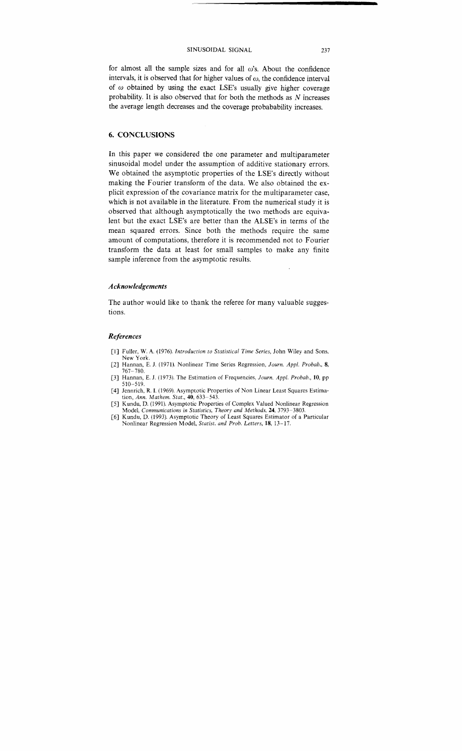for almost all the sample sizes and for all $\omega$'s. About the confidence intervals, it is observed that for higher values of $\omega$, the confidence interval of $\omega$ obtained by using the exact LSE's usually give higher coverage probability. It is also observed that for both the methods as $N$ increases the average length decreases and the coverage probabability increases.

## 6. CONCLUSIONS

In this paper we considered the one parameter and multiparameter sinusoidal model under the assumption of additive stationary errors. We obtained the asymptotic properties of the LSE's directly without making the Fourier transform of the data. We also obtained the explicit expression of the covariance matrix for the multiparameter case, which is not available in the literature. From the numerical study it is observed that although asymptotically the two methods are equivalent but the exact LSE's are better than the ALSE's in terms of the mean squared errors. Since both the methods require the same amount of computations, therefore it is recommended not to Fourier transform the data at least for small samples to make any finite sample inference from the asymptotic results.

### *Acknowledgements*

The author would like to thank the referee for many valuable suggestions.

### *References*

[1] Fuller, W. A. (1976). *Introduction to Statistical Time Series*, John Wiley and Sons, New York.

[2] Hannan, E. J. (1971). Nonlinear Time Series Regression, *Journ. Appl. Probab.*, **8**, 767–780.

[3] Hannan, E. J. (1973). The Estimation of Frequencies, *Journ. Appl. Probab.*, **10**, pp 510–519.

[4] Jennrich, R. I. (1969). Asymptotic Properties of Non Linear Least Squares Estimation, *Ann. Mathem. Stat.*, **40**, 633–543.

[5] Kundu, D. (1991). Asymptotic Properties of Complex Valued Nonlinear Regression Model, *Communications in Statistics, Theory and Methods*, **24**, 3793–3803.

[6] Kundu, D. (1993). Asymptotic Theory of Least Squares Estimator of a Particular Nonlinear Regression Model, *Statist. and Prob. Letters*, **18**, 13–17.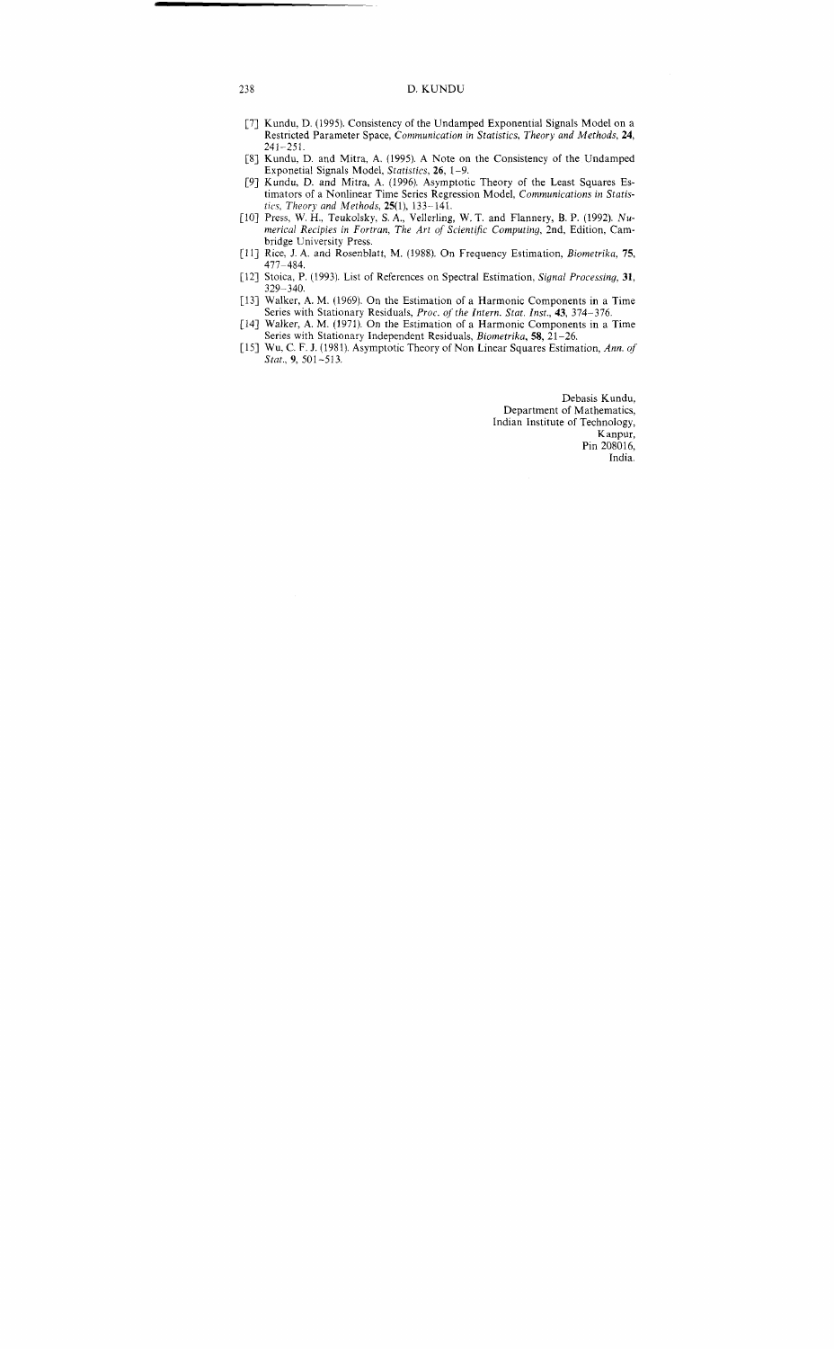[7] Kundu, D. (1995). Consistency of the Undamped Exponential Signals Model on a Restricted Parameter Space, *Communication in Statistics, Theory and Methods*, **24**, 241–251.

[8] Kundu, D. and Mitra, A. (1995). A Note on the Consistency of the Undamped Exponetial Signals Model, *Statistics*, **26**, 1–9.

[9] Kundu, D. and Mitra, A. (1996). Asymptotic Theory of the Least Squares Estimators of a Nonlinear Time Series Regression Model, *Communications in Statistics, Theory and Methods*, **25**(1), 133–141.

[10] Press, W. H., Teukolsky, S. A., Vellerling, W. T. and Flannery, B. P. (1992). *Numerical Recipies in Fortran, The Art of Scientific Computing*, 2nd, Edition, Cambridge University Press.

[11] Rice, J. A. and Rosenblatt, M. (1988). On Frequency Estimation, *Biometrika*, **75**, 477–484.

[12] Stoica, P. (1993). List of References on Spectral Estimation, *Signal Processing*, **31**, 329–340.

[13] Walker, A. M. (1969). On the Estimation of a Harmonic Components in a Time Series with Stationary Residuals, *Proc. of the Intern. Stat. Inst.*, **43**, 374–376.

[14] Walker, A. M. (1971). On the Estimation of a Harmonic Components in a Time Series with Stationary Independent Residuals, *Biometrika*, **58**, 21–26.

[15] Wu, C. F. J. (1981). Asymptotic Theory of Non Linear Squares Estimation, *Ann. of Stat.*, **9**, 501–513.

Debasis Kundu,
Department of Mathematics,
Indian Institute of Technology,
Kanpur,
Pin 208016,
India.